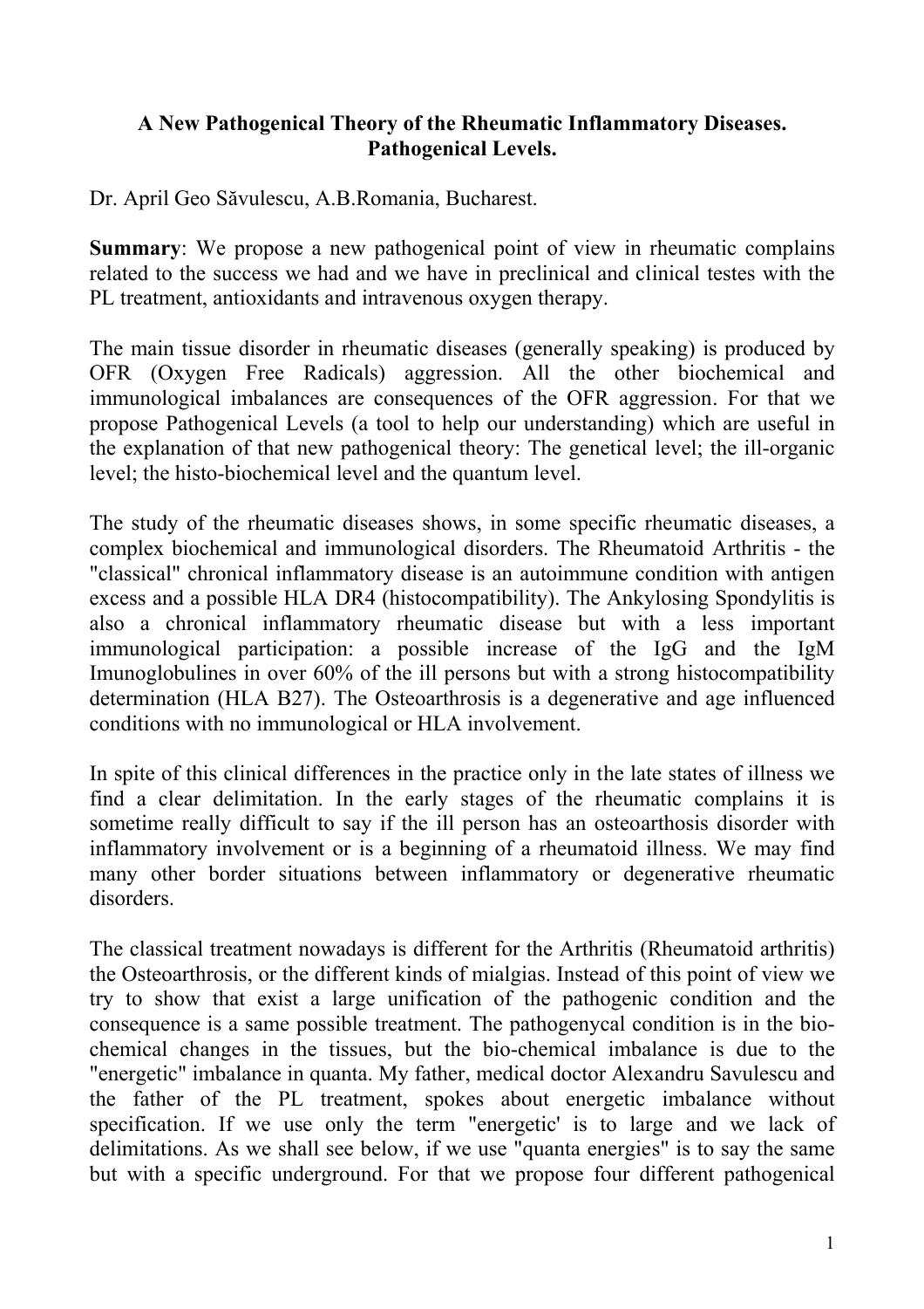**A New Pathogenical Theory of the Rheumatic Inflammatory Diseases. Pathogenical Levels.**

Dr. April Geo Săvulescu, A.B.Romania, Bucharest.

**Summary**: We propose a new pathogenical point of view in rheumatic complains related to the success we had and we have in preclinical and clinical testes with the PL treatment, antioxidants and intravenous oxygen therapy.

The main tissue disorder in rheumatic diseases (generally speaking) is produced by OFR (Oxygen Free Radicals) aggression. All the other biochemical and immunological imbalances are consequences of the OFR aggression. For that we propose Pathogenical Levels (a tool to help our understanding) which are useful in the explanation of that new pathogenical theory: The genetical level; the ill-organic level; the histo-biochemical level and the quantum level.

The study of the rheumatic diseases shows, in some specific rheumatic diseases, a complex biochemical and immunological disorders. The Rheumatoid Arthritis - the "classical" chronical inflammatory disease is an autoimmune condition with antigen excess and a possible HLA DR4 (histocompatibility). The Ankylosing Spondylitis is also a chronical inflammatory rheumatic disease but with a less important immunological participation: a possible increase of the IgG and the IgM Imunoglobulines in over 60% of the ill persons but with a strong histocompatibility determination (HLA B27). The Osteoarthrosis is a degenerative and age influenced conditions with no immunological or HLA involvement.

In spite of this clinical differences in the practice only in the late states of illness we find a clear delimitation. In the early stages of the rheumatic complains it is sometime really difficult to say if the ill person has an osteoarthosis disorder with inflammatory involvement or is a beginning of a rheumatoid illness. We may find many other border situations between inflammatory or degenerative rheumatic disorders.

The classical treatment nowadays is different for the Arthritis (Rheumatoid arthritis) the Osteoarthrosis, or the different kinds of mialgias. Instead of this point of view we try to show that exist a large unification of the pathogenic condition and the consequence is a same possible treatment. The pathogenycal condition is in the bio-chemical changes in the tissues, but the bio-chemical imbalance is due to the "energetic" imbalance in quanta. My father, medical doctor Alexandru Savulescu and the father of the PL treatment, spokes about energetic imbalance without specification. If we use only the term "energetic' is to large and we lack of delimitations. As we shall see below, if we use "quanta energies" is to say the same but with a specific underground. For that we propose four different pathogenical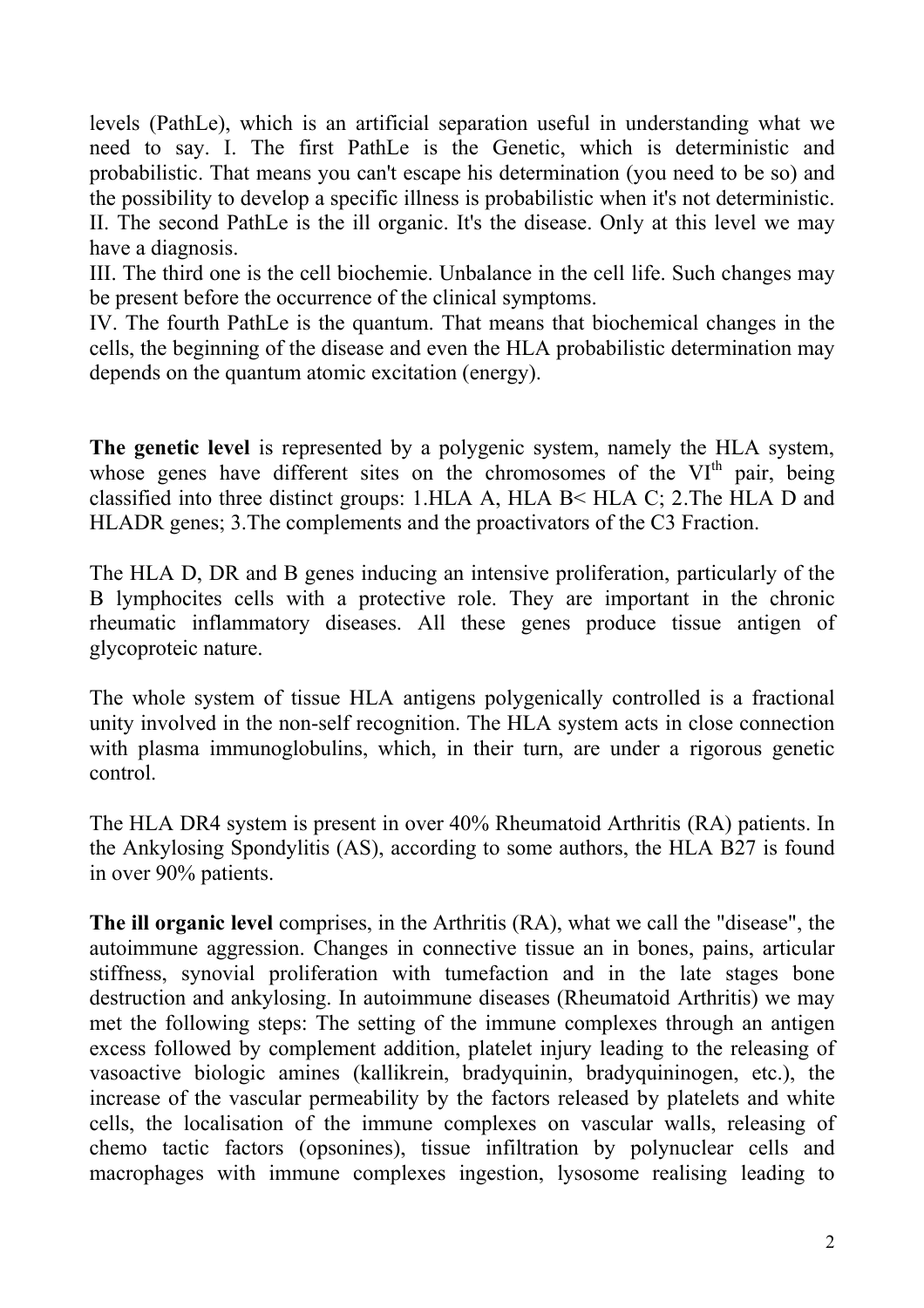levels (PathLe), which is an artificial separation useful in understanding what we need to say. I. The first PathLe is the Genetic, which is deterministic and probabilistic. That means you can't escape his determination (you need to be so) and the possibility to develop a specific illness is probabilistic when it's not deterministic.
II. The second PathLe is the ill organic. It's the disease. Only at this level we may have a diagnosis.
III. The third one is the cell biochemie. Unbalance in the cell life. Such changes may be present before the occurrence of the clinical symptoms.
IV. The fourth PathLe is the quantum. That means that biochemical changes in the cells, the beginning of the disease and even the HLA probabilistic determination may depends on the quantum atomic excitation (energy).

**The genetic level** is represented by a polygenic system, namely the HLA system, whose genes have different sites on the chromosomes of the VI$^{th}$ pair, being classified into three distinct groups: 1.HLA A, HLA B< HLA C; 2.The HLA D and HLADR genes; 3.The complements and the proactivators of the C3 Fraction.

The HLA D, DR and B genes inducing an intensive proliferation, particularly of the B lymphocites cells with a protective role. They are important in the chronic rheumatic inflammatory diseases. All these genes produce tissue antigen of glycoproteic nature.

The whole system of tissue HLA antigens polygenically controlled is a fractional unity involved in the non-self recognition. The HLA system acts in close connection with plasma immunoglobulins, which, in their turn, are under a rigorous genetic control.

The HLA DR4 system is present in over 40% Rheumatoid Arthritis (RA) patients. In the Ankylosing Spondylitis (AS), according to some authors, the HLA B27 is found in over 90% patients.

**The ill organic level** comprises, in the Arthritis (RA), what we call the "disease", the autoimmune aggression. Changes in connective tissue an in bones, pains, articular stiffness, synovial proliferation with tumefaction and in the late stages bone destruction and ankylosing. In autoimmune diseases (Rheumatoid Arthritis) we may met the following steps: The setting of the immune complexes through an antigen excess followed by complement addition, platelet injury leading to the releasing of vasoactive biologic amines (kallikrein, bradyquinin, bradyquininogen, etc.), the increase of the vascular permeability by the factors released by platelets and white cells, the localisation of the immune complexes on vascular walls, releasing of chemo tactic factors (opsonines), tissue infiltration by polynuclear cells and macrophages with immune complexes ingestion, lysosome realising leading to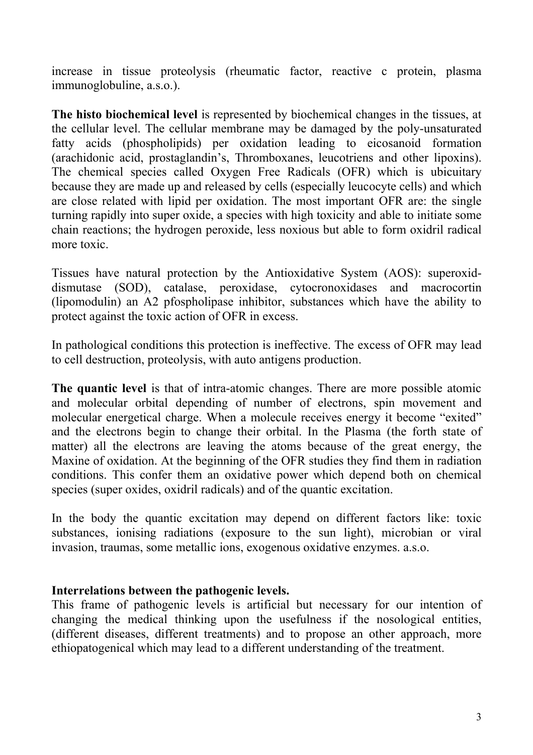increase in tissue proteolysis (rheumatic factor, reactive c protein, plasma immunoglobuline, a.s.o.).

**The histo biochemical level** is represented by biochemical changes in the tissues, at the cellular level. The cellular membrane may be damaged by the poly-unsaturated fatty acids (phospholipids) per oxidation leading to eicosanoid formation (arachidonic acid, prostaglandin's, Thromboxanes, leucotriens and other lipoxins). The chemical species called Oxygen Free Radicals (OFR) which is ubicuitary because they are made up and released by cells (especially leucocyte cells) and which are close related with lipid per oxidation. The most important OFR are: the single turning rapidly into super oxide, a species with high toxicity and able to initiate some chain reactions; the hydrogen peroxide, less noxious but able to form oxidril radical more toxic.

Tissues have natural protection by the Antioxidative System (AOS): superoxid-dismutase (SOD), catalase, peroxidase, cytocronoxidases and macrocortin (lipomodulin) an A2 pfospholipase inhibitor, substances which have the ability to protect against the toxic action of OFR in excess.

In pathological conditions this protection is ineffective. The excess of OFR may lead to cell destruction, proteolysis, with auto antigens production.

**The quantic level** is that of intra-atomic changes. There are more possible atomic and molecular orbital depending of number of electrons, spin movement and molecular energetical charge. When a molecule receives energy it become "exited" and the electrons begin to change their orbital. In the Plasma (the forth state of matter) all the electrons are leaving the atoms because of the great energy, the Maxine of oxidation. At the beginning of the OFR studies they find them in radiation conditions. This confer them an oxidative power which depend both on chemical species (super oxides, oxidril radicals) and of the quantic excitation.

In the body the quantic excitation may depend on different factors like: toxic substances, ionising radiations (exposure to the sun light), microbian or viral invasion, traumas, some metallic ions, exogenous oxidative enzymes. a.s.o.

**Interrelations between the pathogenic levels.**

This frame of pathogenic levels is artificial but necessary for our intention of changing the medical thinking upon the usefulness if the nosological entities, (different diseases, different treatments) and to propose an other approach, more ethiopatogenical which may lead to a different understanding of the treatment.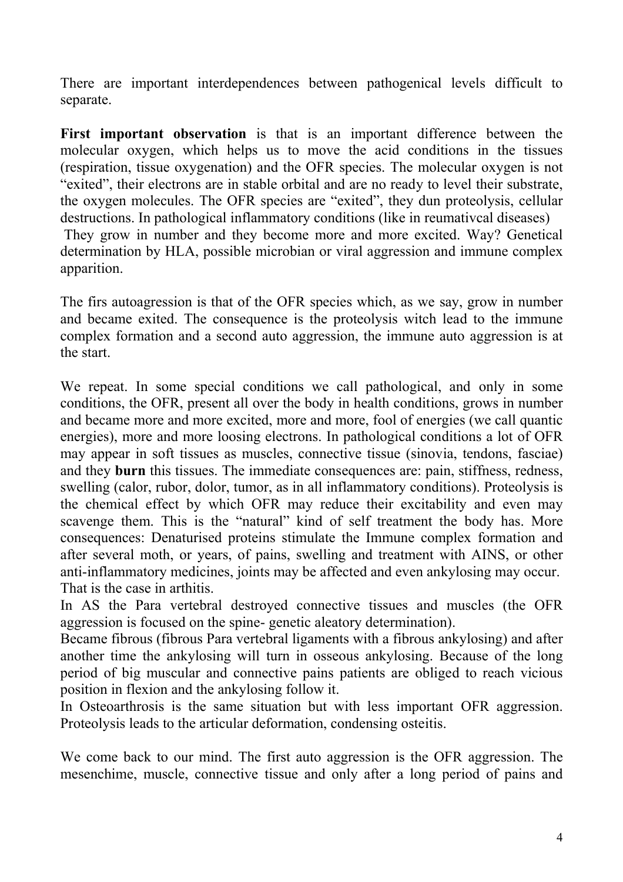There are important interdependences between pathogenical levels difficult to separate.

**First important observation** is that is an important difference between the molecular oxygen, which helps us to move the acid conditions in the tissues (respiration, tissue oxygenation) and the OFR species. The molecular oxygen is not "exited", their electrons are in stable orbital and are no ready to level their substrate, the oxygen molecules. The OFR species are "exited", they dun proteolysis, cellular destructions. In pathological inflammatory conditions (like in reumativcal diseases)
They grow in number and they become more and more excited. Way? Genetical determination by HLA, possible microbian or viral aggression and immune complex apparition.

The firs autoagression is that of the OFR species which, as we say, grow in number and became exited. The consequence is the proteolysis witch lead to the immune complex formation and a second auto aggression, the immune auto aggression is at the start.

We repeat. In some special conditions we call pathological, and only in some conditions, the OFR, present all over the body in health conditions, grows in number and became more and more excited, more and more, fool of energies (we call quantic energies), more and more loosing electrons. In pathological conditions a lot of OFR may appear in soft tissues as muscles, connective tissue (sinovia, tendons, fasciae) and they **burn** this tissues. The immediate consequences are: pain, stiffness, redness, swelling (calor, rubor, dolor, tumor, as in all inflammatory conditions). Proteolysis is the chemical effect by which OFR may reduce their excitability and even may scavenge them. This is the "natural" kind of self treatment the body has. More consequences: Denaturised proteins stimulate the Immune complex formation and after several moth, or years, of pains, swelling and treatment with AINS, or other anti-inflammatory medicines, joints may be affected and even ankylosing may occur. That is the case in arthitis.
In AS the Para vertebral destroyed connective tissues and muscles (the OFR aggression is focused on the spine- genetic aleatory determination).
Became fibrous (fibrous Para vertebral ligaments with a fibrous ankylosing) and after another time the ankylosing will turn in osseous ankylosing. Because of the long period of big muscular and connective pains patients are obliged to reach vicious position in flexion and the ankylosing follow it.
In Osteoarthrosis is the same situation but with less important OFR aggression. Proteolysis leads to the articular deformation, condensing osteitis.

We come back to our mind. The first auto aggression is the OFR aggression. The mesenchime, muscle, connective tissue and only after a long period of pains and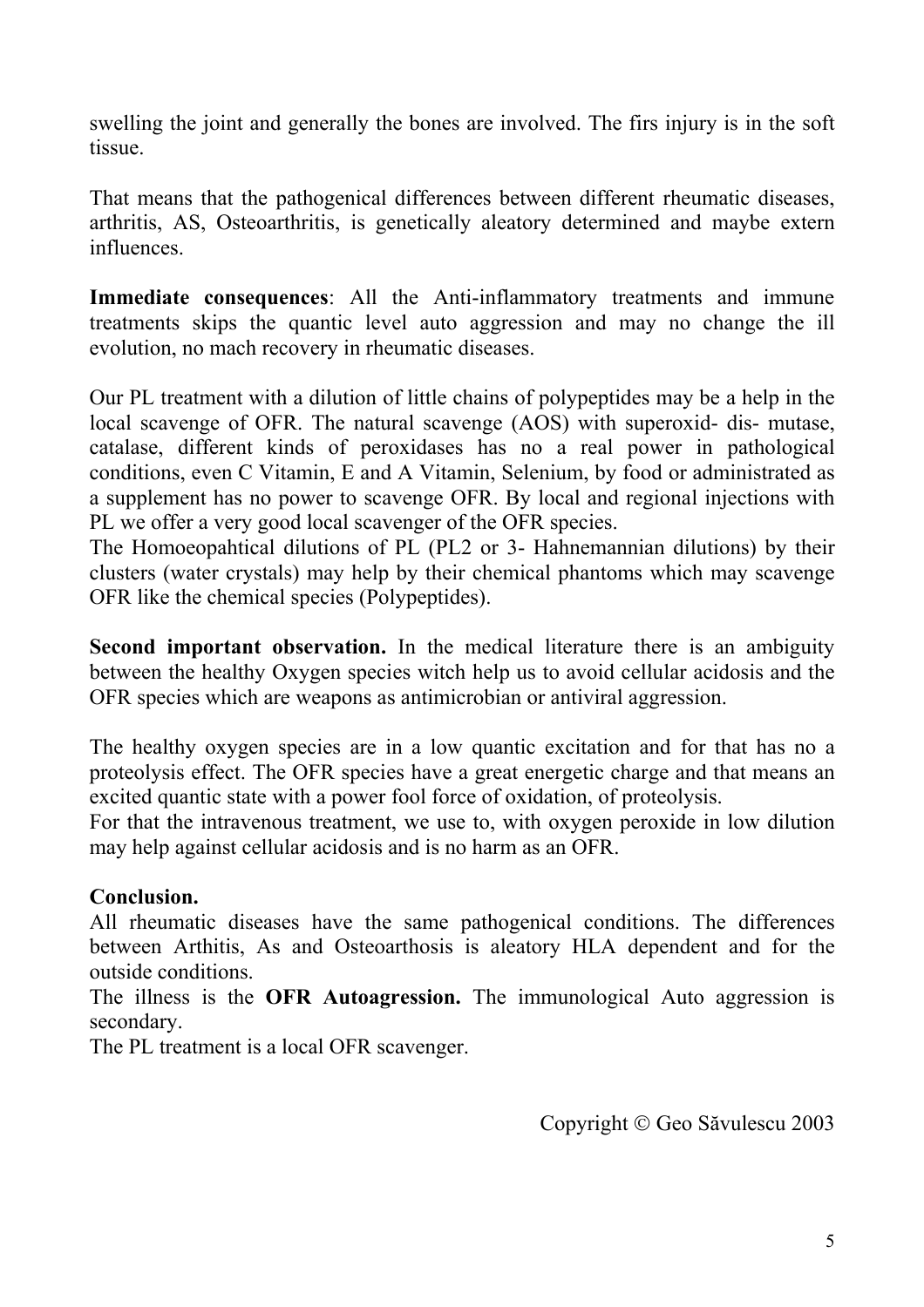swelling the joint and generally the bones are involved. The firs injury is in the soft tissue.

That means that the pathogenical differences between different rheumatic diseases, arthritis, AS, Osteoarthritis, is genetically aleatory determined and maybe extern influences.

**Immediate consequences**: All the Anti-inflammatory treatments and immune treatments skips the quantic level auto aggression and may no change the ill evolution, no mach recovery in rheumatic diseases.

Our PL treatment with a dilution of little chains of polypeptides may be a help in the local scavenge of OFR. The natural scavenge (AOS) with superoxid- dis- mutase, catalase, different kinds of peroxidases has no a real power in pathological conditions, even C Vitamin, E and A Vitamin, Selenium, by food or administrated as a supplement has no power to scavenge OFR. By local and regional injections with PL we offer a very good local scavenger of the OFR species.
The Homoeopahtical dilutions of PL (PL2 or 3- Hahnemannian dilutions) by their clusters (water crystals) may help by their chemical phantoms which may scavenge OFR like the chemical species (Polypeptides).

**Second important observation.** In the medical literature there is an ambiguity between the healthy Oxygen species witch help us to avoid cellular acidosis and the OFR species which are weapons as antimicrobian or antiviral aggression.

The healthy oxygen species are in a low quantic excitation and for that has no a proteolysis effect. The OFR species have a great energetic charge and that means an excited quantic state with a power fool force of oxidation, of proteolysis.
For that the intravenous treatment, we use to, with oxygen peroxide in low dilution may help against cellular acidosis and is no harm as an OFR.

**Conclusion.**
All rheumatic diseases have the same pathogenical conditions. The differences between Arthitis, As and Osteoarthosis is aleatory HLA dependent and for the outside conditions.
The illness is the **OFR Autoagression.** The immunological Auto aggression is secondary.
The PL treatment is a local OFR scavenger.

Copyright © Geo Săvulescu 2003